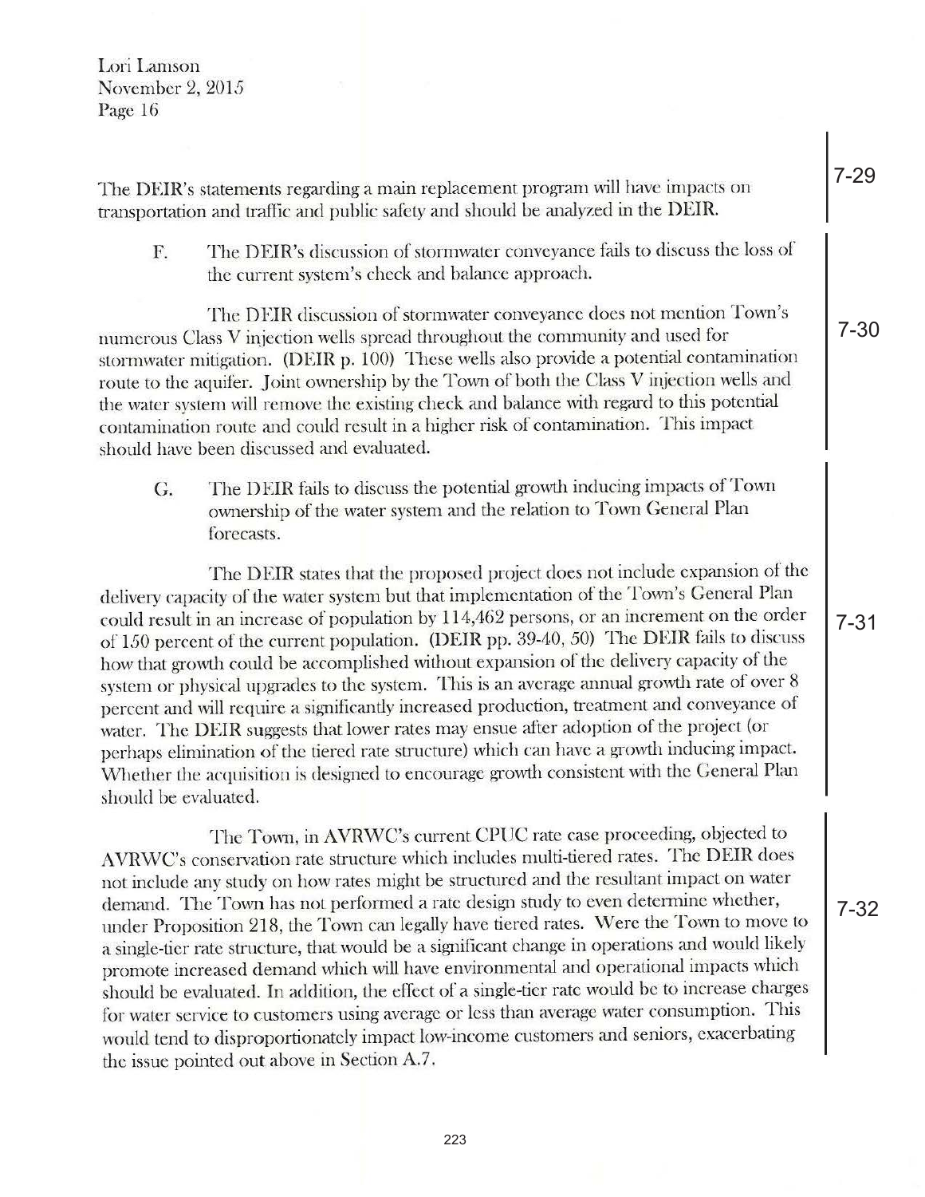The DEIR's statements regarding a main replacement program will have impacts on transportation and traffic and public safety and should be analyzed in the DEIR.

7-29

F. The DEIR's discussion of stormwater conveyance fails to discuss the loss of the current system's check and balance approach.

The DEIR discussion of stormwater conveyance does not mention Town's numerous Class V injection wells spread throughout the community and used for stormwater mitigation. (DEIR p. 100) These wells also provide a potential contamination route to the aquifer. Joint ownership by the Town of both the Class V injection wells and the water system will remove the existing check and balance with regard to this potential contamination route and could result in a higher risk of contamination. This impact should have been discussed and evaluated.

7-30

G. The DEIR fails to discuss the potential growth inducing impacts of Town ownership of the water system and the relation to Town General Plan forecasts.

The DEIR states that the proposed project does not include expansion of the delivery capacity of the water system but that implementation of the Town's General Plan could result in an increase of population by 114,462 persons, or an increment on the order of 150 percent of the current population. (DEIR pp. 39-40, 50) The DEIR fails to discuss how that growth could be accomplished without expansion of the delivery capacity of the system or physical upgrades to the system. This is an average annual growth rate of over 8 percent and will require a significantly increased production, treatment and conveyance of water. The DEIR suggests that lower rates may ensue after adoption of the project (or perhaps elimination of the tiered rate structure) which can have a growth inducing impact. Whether the acquisition is designed to encourage growth consistent with the General Plan should be evaluated.

7-31

The Town, in AVRWC's current CPUC rate case proceeding, objected to AVRWC's conservation rate structure which includes multi-tiered rates. The DEIR does not include any study on how rates might be structured and the resultant impact on water demand. The Town has not performed a rate design study to even determine whether, under Proposition 218, the Town can legally have tiered rates. Were the Town to move to a single-tier rate structure, that would be a significant change in operations and would likely promote increased demand which will have environmental and operational impacts which should be evaluated. In addition, the effect of a single-tier rate would be to increase charges for water service to customers using average or less than average water consumption. This would tend to disproportionately impact low-income customers and seniors, exacerbating the issue pointed out above in Section A.7.

7-32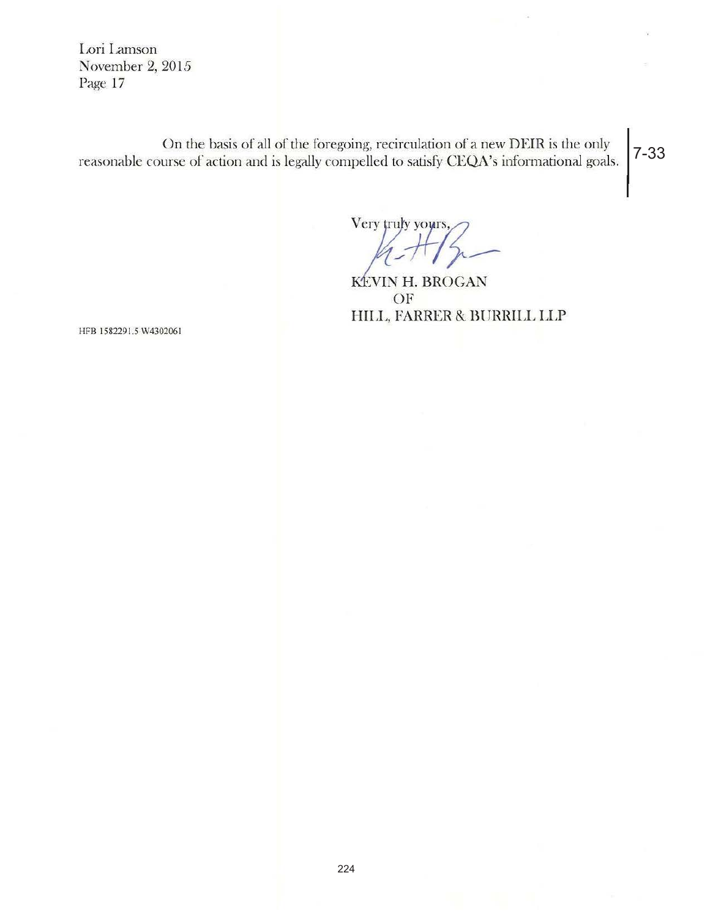Lori Lamson
November 2, 2015
Page 17

On the basis of all of the foregoing, recirculation of a new DEIR is the only reasonable course of action and is legally compelled to satisfy CEQA's informational goals. 7-33

Very truly yours,

KEVIN H. BROGAN
OF
HILL, FARRER & BURRILL LLP

HFB 1582291.5 W4302061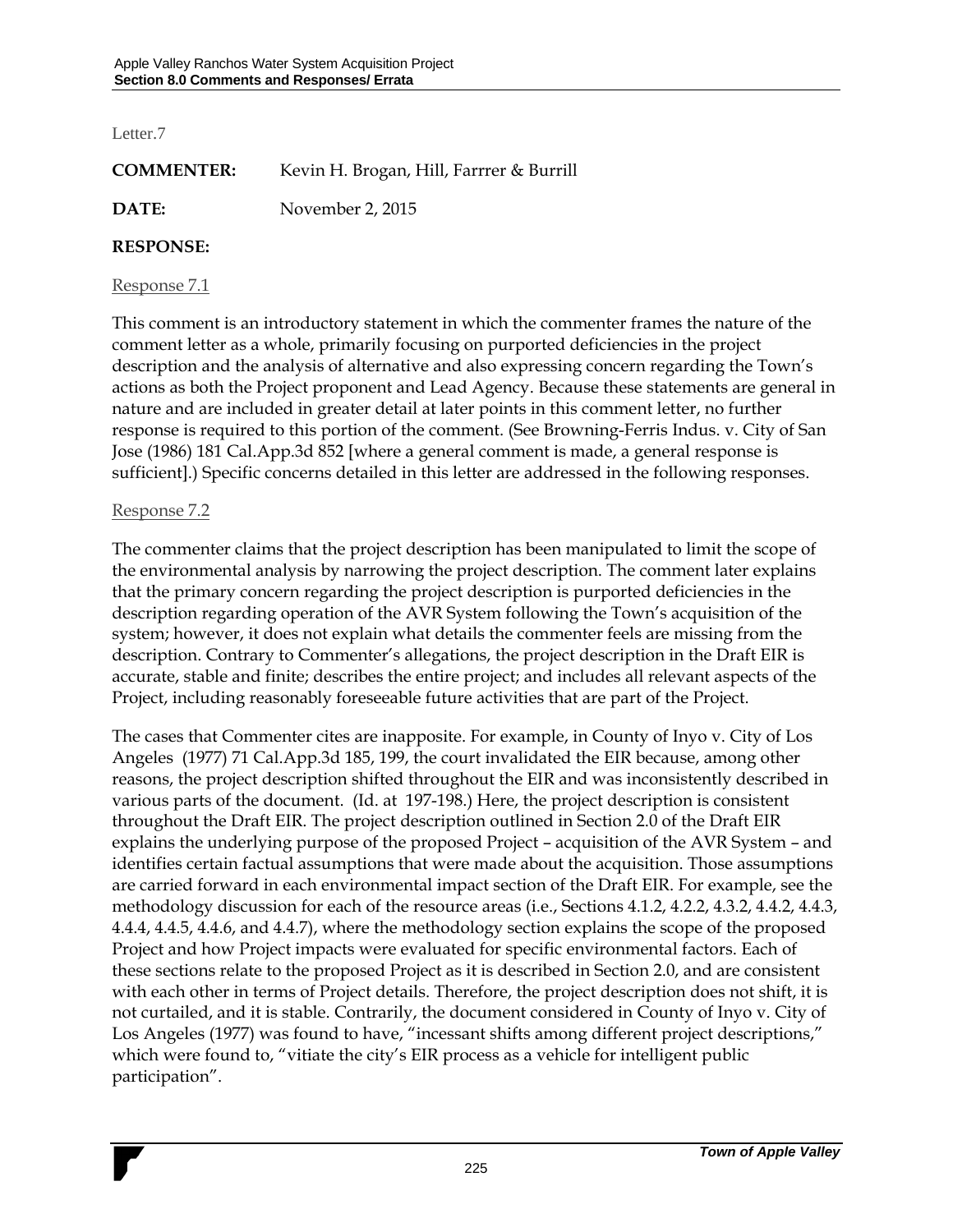Letter.7

**COMMENTER:** Kevin H. Brogan, Hill, Farrrer & Burrill

**DATE:** November 2, 2015

**RESPONSE:**

Response 7.1

This comment is an introductory statement in which the commenter frames the nature of the comment letter as a whole, primarily focusing on purported deficiencies in the project description and the analysis of alternative and also expressing concern regarding the Town's actions as both the Project proponent and Lead Agency. Because these statements are general in nature and are included in greater detail at later points in this comment letter, no further response is required to this portion of the comment. (See Browning-Ferris Indus. v. City of San Jose (1986) 181 Cal.App.3d 852 [where a general comment is made, a general response is sufficient].) Specific concerns detailed in this letter are addressed in the following responses.

Response 7.2

The commenter claims that the project description has been manipulated to limit the scope of the environmental analysis by narrowing the project description. The comment later explains that the primary concern regarding the project description is purported deficiencies in the description regarding operation of the AVR System following the Town's acquisition of the system; however, it does not explain what details the commenter feels are missing from the description. Contrary to Commenter's allegations, the project description in the Draft EIR is accurate, stable and finite; describes the entire project; and includes all relevant aspects of the Project, including reasonably foreseeable future activities that are part of the Project.

The cases that Commenter cites are inapposite. For example, in County of Inyo v. City of Los Angeles (1977) 71 Cal.App.3d 185, 199, the court invalidated the EIR because, among other reasons, the project description shifted throughout the EIR and was inconsistently described in various parts of the document. (Id. at 197-198.) Here, the project description is consistent throughout the Draft EIR. The project description outlined in Section 2.0 of the Draft EIR explains the underlying purpose of the proposed Project – acquisition of the AVR System – and identifies certain factual assumptions that were made about the acquisition. Those assumptions are carried forward in each environmental impact section of the Draft EIR. For example, see the methodology discussion for each of the resource areas (i.e., Sections 4.1.2, 4.2.2, 4.3.2, 4.4.2, 4.4.3, 4.4.4, 4.4.5, 4.4.6, and 4.4.7), where the methodology section explains the scope of the proposed Project and how Project impacts were evaluated for specific environmental factors. Each of these sections relate to the proposed Project as it is described in Section 2.0, and are consistent with each other in terms of Project details. Therefore, the project description does not shift, it is not curtailed, and it is stable. Contrarily, the document considered in County of Inyo v. City of Los Angeles (1977) was found to have, "incessant shifts among different project descriptions," which were found to, "vitiate the city's EIR process as a vehicle for intelligent public participation".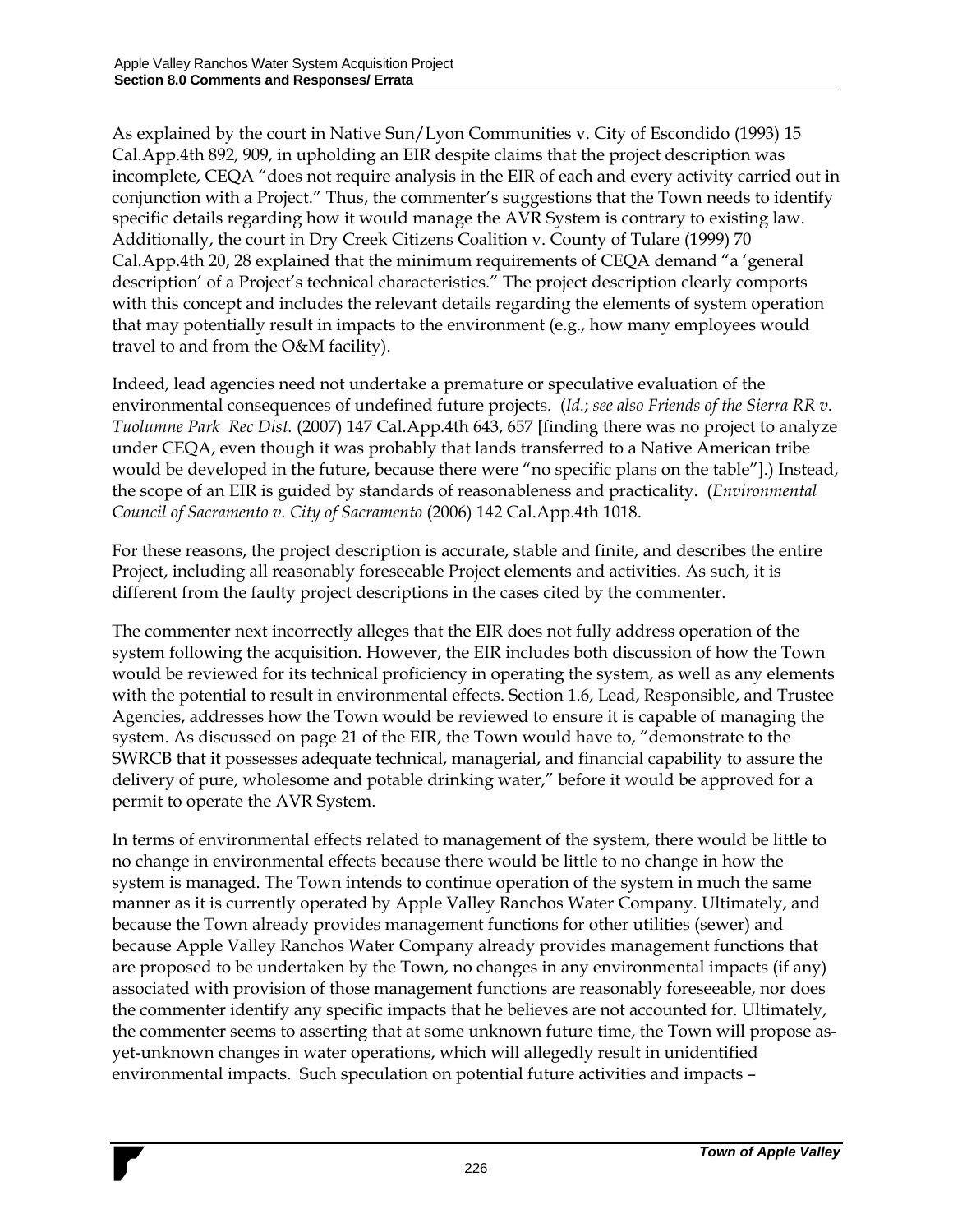As explained by the court in Native Sun/Lyon Communities v. City of Escondido (1993) 15 Cal.App.4th 892, 909, in upholding an EIR despite claims that the project description was incomplete, CEQA "does not require analysis in the EIR of each and every activity carried out in conjunction with a Project." Thus, the commenter's suggestions that the Town needs to identify specific details regarding how it would manage the AVR System is contrary to existing law. Additionally, the court in Dry Creek Citizens Coalition v. County of Tulare (1999) 70 Cal.App.4th 20, 28 explained that the minimum requirements of CEQA demand "a 'general description' of a Project's technical characteristics." The project description clearly comports with this concept and includes the relevant details regarding the elements of system operation that may potentially result in impacts to the environment (e.g., how many employees would travel to and from the O&M facility).

Indeed, lead agencies need not undertake a premature or speculative evaluation of the environmental consequences of undefined future projects. (*Id.; see also Friends of the Sierra RR v. Tuolumne Park Rec Dist.* (2007) 147 Cal.App.4th 643, 657 [finding there was no project to analyze under CEQA, even though it was probably that lands transferred to a Native American tribe would be developed in the future, because there were "no specific plans on the table"].) Instead, the scope of an EIR is guided by standards of reasonableness and practicality. (*Environmental Council of Sacramento v. City of Sacramento* (2006) 142 Cal.App.4th 1018.

For these reasons, the project description is accurate, stable and finite, and describes the entire Project, including all reasonably foreseeable Project elements and activities. As such, it is different from the faulty project descriptions in the cases cited by the commenter.

The commenter next incorrectly alleges that the EIR does not fully address operation of the system following the acquisition. However, the EIR includes both discussion of how the Town would be reviewed for its technical proficiency in operating the system, as well as any elements with the potential to result in environmental effects. Section 1.6, Lead, Responsible, and Trustee Agencies, addresses how the Town would be reviewed to ensure it is capable of managing the system. As discussed on page 21 of the EIR, the Town would have to, "demonstrate to the SWRCB that it possesses adequate technical, managerial, and financial capability to assure the delivery of pure, wholesome and potable drinking water," before it would be approved for a permit to operate the AVR System.

In terms of environmental effects related to management of the system, there would be little to no change in environmental effects because there would be little to no change in how the system is managed. The Town intends to continue operation of the system in much the same manner as it is currently operated by Apple Valley Ranchos Water Company. Ultimately, and because the Town already provides management functions for other utilities (sewer) and because Apple Valley Ranchos Water Company already provides management functions that are proposed to be undertaken by the Town, no changes in any environmental impacts (if any) associated with provision of those management functions are reasonably foreseeable, nor does the commenter identify any specific impacts that he believes are not accounted for. Ultimately, the commenter seems to asserting that at some unknown future time, the Town will propose as-yet-unknown changes in water operations, which will allegedly result in unidentified environmental impacts. Such speculation on potential future activities and impacts –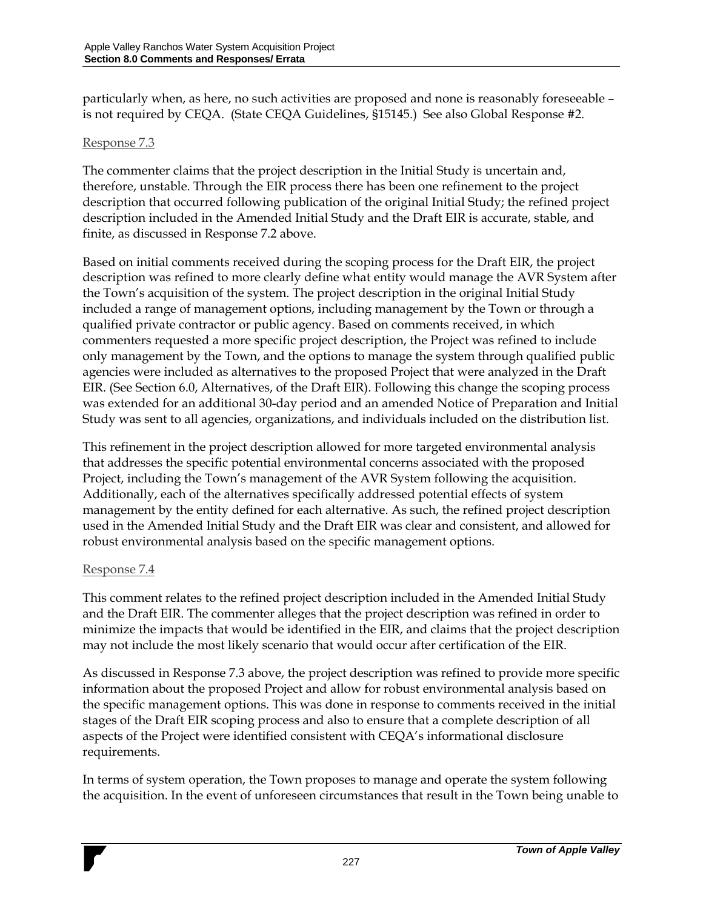particularly when, as here, no such activities are proposed and none is reasonably foreseeable – is not required by CEQA. (State CEQA Guidelines, §15145.) See also Global Response #2.

Response 7.3

The commenter claims that the project description in the Initial Study is uncertain and, therefore, unstable. Through the EIR process there has been one refinement to the project description that occurred following publication of the original Initial Study; the refined project description included in the Amended Initial Study and the Draft EIR is accurate, stable, and finite, as discussed in Response 7.2 above.

Based on initial comments received during the scoping process for the Draft EIR, the project description was refined to more clearly define what entity would manage the AVR System after the Town's acquisition of the system. The project description in the original Initial Study included a range of management options, including management by the Town or through a qualified private contractor or public agency. Based on comments received, in which commenters requested a more specific project description, the Project was refined to include only management by the Town, and the options to manage the system through qualified public agencies were included as alternatives to the proposed Project that were analyzed in the Draft EIR. (See Section 6.0, Alternatives, of the Draft EIR). Following this change the scoping process was extended for an additional 30-day period and an amended Notice of Preparation and Initial Study was sent to all agencies, organizations, and individuals included on the distribution list.

This refinement in the project description allowed for more targeted environmental analysis that addresses the specific potential environmental concerns associated with the proposed Project, including the Town's management of the AVR System following the acquisition. Additionally, each of the alternatives specifically addressed potential effects of system management by the entity defined for each alternative. As such, the refined project description used in the Amended Initial Study and the Draft EIR was clear and consistent, and allowed for robust environmental analysis based on the specific management options.

Response 7.4

This comment relates to the refined project description included in the Amended Initial Study and the Draft EIR. The commenter alleges that the project description was refined in order to minimize the impacts that would be identified in the EIR, and claims that the project description may not include the most likely scenario that would occur after certification of the EIR.

As discussed in Response 7.3 above, the project description was refined to provide more specific information about the proposed Project and allow for robust environmental analysis based on the specific management options. This was done in response to comments received in the initial stages of the Draft EIR scoping process and also to ensure that a complete description of all aspects of the Project were identified consistent with CEQA's informational disclosure requirements.

In terms of system operation, the Town proposes to manage and operate the system following the acquisition. In the event of unforeseen circumstances that result in the Town being unable to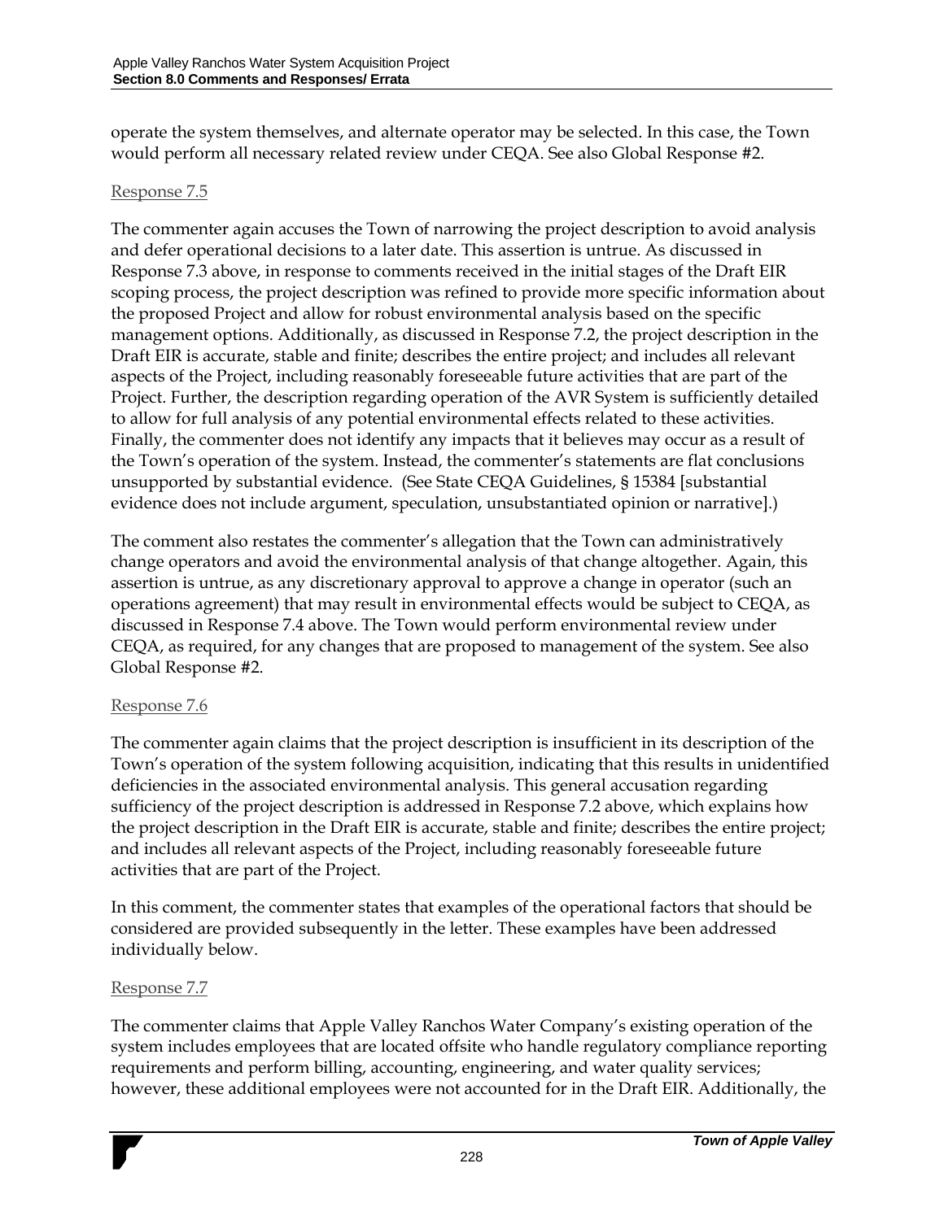operate the system themselves, and alternate operator may be selected. In this case, the Town would perform all necessary related review under CEQA. See also Global Response #2.

### Response 7.5

The commenter again accuses the Town of narrowing the project description to avoid analysis and defer operational decisions to a later date. This assertion is untrue. As discussed in Response 7.3 above, in response to comments received in the initial stages of the Draft EIR scoping process, the project description was refined to provide more specific information about the proposed Project and allow for robust environmental analysis based on the specific management options. Additionally, as discussed in Response 7.2, the project description in the Draft EIR is accurate, stable and finite; describes the entire project; and includes all relevant aspects of the Project, including reasonably foreseeable future activities that are part of the Project. Further, the description regarding operation of the AVR System is sufficiently detailed to allow for full analysis of any potential environmental effects related to these activities. Finally, the commenter does not identify any impacts that it believes may occur as a result of the Town's operation of the system. Instead, the commenter's statements are flat conclusions unsupported by substantial evidence. (See State CEQA Guidelines, § 15384 [substantial evidence does not include argument, speculation, unsubstantiated opinion or narrative].)

The comment also restates the commenter's allegation that the Town can administratively change operators and avoid the environmental analysis of that change altogether. Again, this assertion is untrue, as any discretionary approval to approve a change in operator (such an operations agreement) that may result in environmental effects would be subject to CEQA, as discussed in Response 7.4 above. The Town would perform environmental review under CEQA, as required, for any changes that are proposed to management of the system. See also Global Response #2.

### Response 7.6

The commenter again claims that the project description is insufficient in its description of the Town's operation of the system following acquisition, indicating that this results in unidentified deficiencies in the associated environmental analysis. This general accusation regarding sufficiency of the project description is addressed in Response 7.2 above, which explains how the project description in the Draft EIR is accurate, stable and finite; describes the entire project; and includes all relevant aspects of the Project, including reasonably foreseeable future activities that are part of the Project.

In this comment, the commenter states that examples of the operational factors that should be considered are provided subsequently in the letter. These examples have been addressed individually below.

### Response 7.7

The commenter claims that Apple Valley Ranchos Water Company's existing operation of the system includes employees that are located offsite who handle regulatory compliance reporting requirements and perform billing, accounting, engineering, and water quality services; however, these additional employees were not accounted for in the Draft EIR. Additionally, the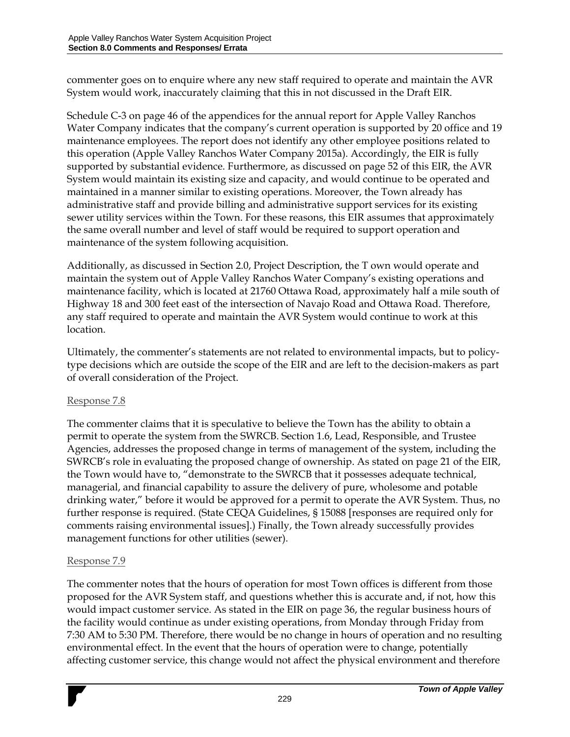commenter goes on to enquire where any new staff required to operate and maintain the AVR System would work, inaccurately claiming that this in not discussed in the Draft EIR.

Schedule C-3 on page 46 of the appendices for the annual report for Apple Valley Ranchos Water Company indicates that the company's current operation is supported by 20 office and 19 maintenance employees. The report does not identify any other employee positions related to this operation (Apple Valley Ranchos Water Company 2015a). Accordingly, the EIR is fully supported by substantial evidence. Furthermore, as discussed on page 52 of this EIR, the AVR System would maintain its existing size and capacity, and would continue to be operated and maintained in a manner similar to existing operations. Moreover, the Town already has administrative staff and provide billing and administrative support services for its existing sewer utility services within the Town. For these reasons, this EIR assumes that approximately the same overall number and level of staff would be required to support operation and maintenance of the system following acquisition.

Additionally, as discussed in Section 2.0, Project Description, the T own would operate and maintain the system out of Apple Valley Ranchos Water Company's existing operations and maintenance facility, which is located at 21760 Ottawa Road, approximately half a mile south of Highway 18 and 300 feet east of the intersection of Navajo Road and Ottawa Road. Therefore, any staff required to operate and maintain the AVR System would continue to work at this location.

Ultimately, the commenter's statements are not related to environmental impacts, but to policy-type decisions which are outside the scope of the EIR and are left to the decision-makers as part of overall consideration of the Project.

Response 7.8

The commenter claims that it is speculative to believe the Town has the ability to obtain a permit to operate the system from the SWRCB. Section 1.6, Lead, Responsible, and Trustee Agencies, addresses the proposed change in terms of management of the system, including the SWRCB's role in evaluating the proposed change of ownership. As stated on page 21 of the EIR, the Town would have to, "demonstrate to the SWRCB that it possesses adequate technical, managerial, and financial capability to assure the delivery of pure, wholesome and potable drinking water," before it would be approved for a permit to operate the AVR System. Thus, no further response is required. (State CEQA Guidelines, § 15088 [responses are required only for comments raising environmental issues].) Finally, the Town already successfully provides management functions for other utilities (sewer).

Response 7.9

The commenter notes that the hours of operation for most Town offices is different from those proposed for the AVR System staff, and questions whether this is accurate and, if not, how this would impact customer service. As stated in the EIR on page 36, the regular business hours of the facility would continue as under existing operations, from Monday through Friday from 7:30 AM to 5:30 PM. Therefore, there would be no change in hours of operation and no resulting environmental effect. In the event that the hours of operation were to change, potentially affecting customer service, this change would not affect the physical environment and therefore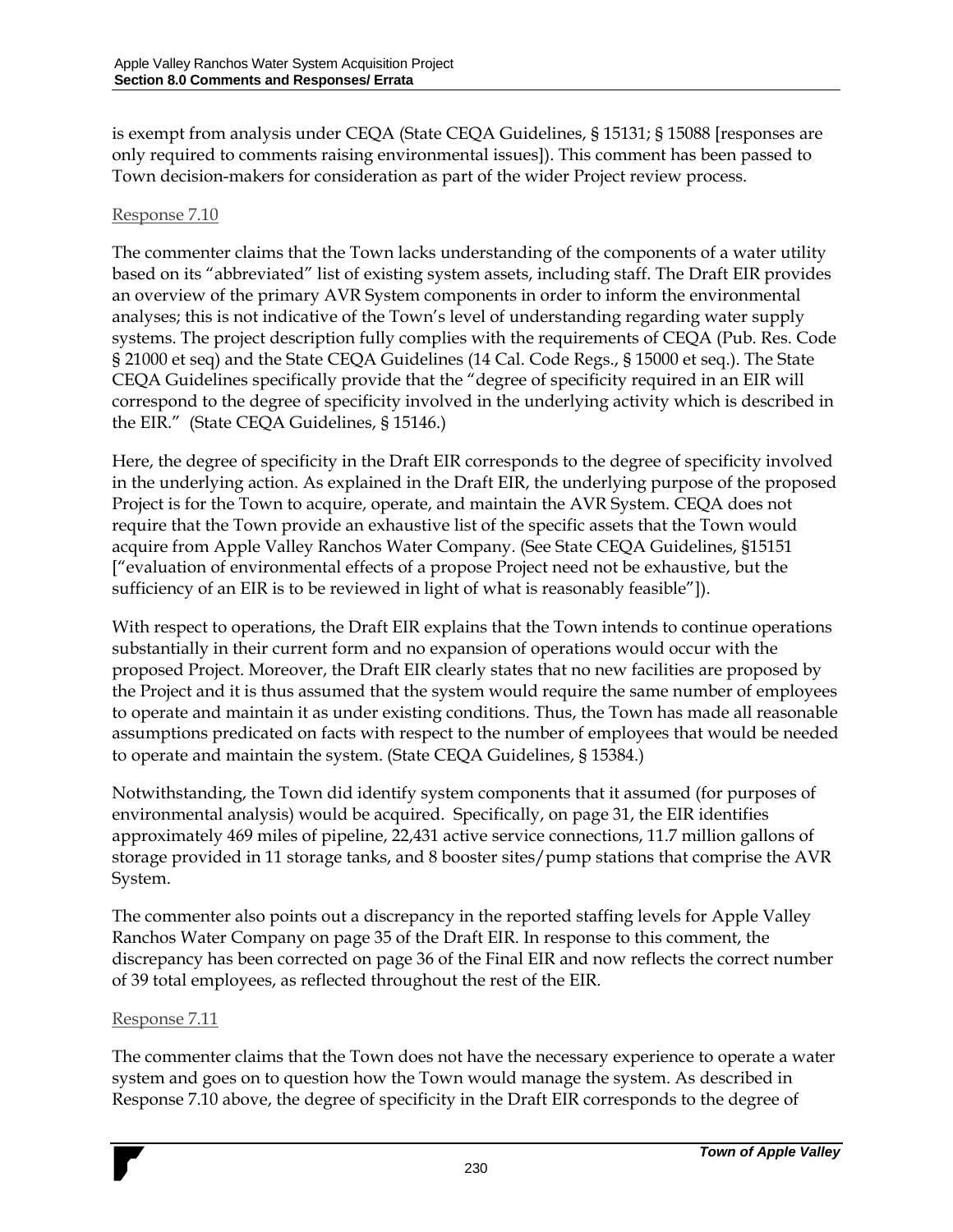is exempt from analysis under CEQA (State CEQA Guidelines, § 15131; § 15088 [responses are only required to comments raising environmental issues]). This comment has been passed to Town decision-makers for consideration as part of the wider Project review process.

### Response 7.10

The commenter claims that the Town lacks understanding of the components of a water utility based on its "abbreviated" list of existing system assets, including staff. The Draft EIR provides an overview of the primary AVR System components in order to inform the environmental analyses; this is not indicative of the Town's level of understanding regarding water supply systems. The project description fully complies with the requirements of CEQA (Pub. Res. Code § 21000 et seq) and the State CEQA Guidelines (14 Cal. Code Regs., § 15000 et seq.). The State CEQA Guidelines specifically provide that the "degree of specificity required in an EIR will correspond to the degree of specificity involved in the underlying activity which is described in the EIR." (State CEQA Guidelines, § 15146.)

Here, the degree of specificity in the Draft EIR corresponds to the degree of specificity involved in the underlying action. As explained in the Draft EIR, the underlying purpose of the proposed Project is for the Town to acquire, operate, and maintain the AVR System. CEQA does not require that the Town provide an exhaustive list of the specific assets that the Town would acquire from Apple Valley Ranchos Water Company. (See State CEQA Guidelines, §15151 ["evaluation of environmental effects of a propose Project need not be exhaustive, but the sufficiency of an EIR is to be reviewed in light of what is reasonably feasible"]).

With respect to operations, the Draft EIR explains that the Town intends to continue operations substantially in their current form and no expansion of operations would occur with the proposed Project. Moreover, the Draft EIR clearly states that no new facilities are proposed by the Project and it is thus assumed that the system would require the same number of employees to operate and maintain it as under existing conditions. Thus, the Town has made all reasonable assumptions predicated on facts with respect to the number of employees that would be needed to operate and maintain the system. (State CEQA Guidelines, § 15384.)

Notwithstanding, the Town did identify system components that it assumed (for purposes of environmental analysis) would be acquired. Specifically, on page 31, the EIR identifies approximately 469 miles of pipeline, 22,431 active service connections, 11.7 million gallons of storage provided in 11 storage tanks, and 8 booster sites/pump stations that comprise the AVR System.

The commenter also points out a discrepancy in the reported staffing levels for Apple Valley Ranchos Water Company on page 35 of the Draft EIR. In response to this comment, the discrepancy has been corrected on page 36 of the Final EIR and now reflects the correct number of 39 total employees, as reflected throughout the rest of the EIR.

### Response 7.11

The commenter claims that the Town does not have the necessary experience to operate a water system and goes on to question how the Town would manage the system. As described in Response 7.10 above, the degree of specificity in the Draft EIR corresponds to the degree of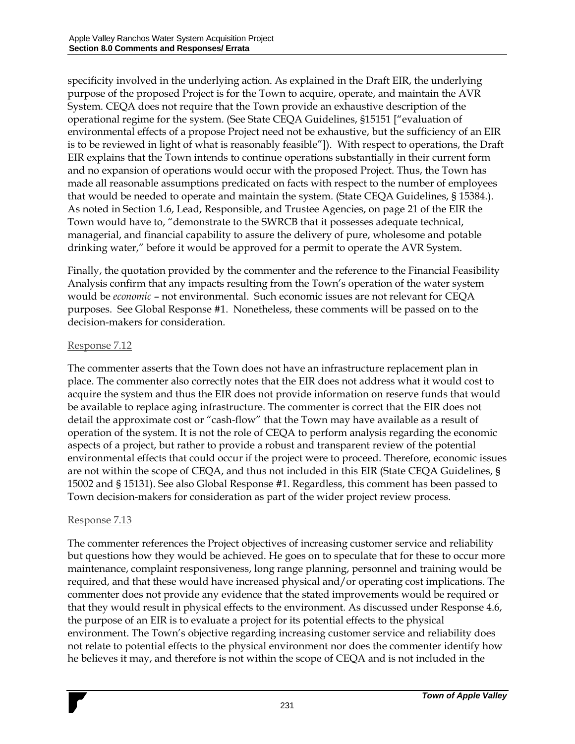specificity involved in the underlying action. As explained in the Draft EIR, the underlying purpose of the proposed Project is for the Town to acquire, operate, and maintain the AVR System. CEQA does not require that the Town provide an exhaustive description of the operational regime for the system. (See State CEQA Guidelines, §15151 ["evaluation of environmental effects of a propose Project need not be exhaustive, but the sufficiency of an EIR is to be reviewed in light of what is reasonably feasible"]). With respect to operations, the Draft EIR explains that the Town intends to continue operations substantially in their current form and no expansion of operations would occur with the proposed Project. Thus, the Town has made all reasonable assumptions predicated on facts with respect to the number of employees that would be needed to operate and maintain the system. (State CEQA Guidelines, § 15384.). As noted in Section 1.6, Lead, Responsible, and Trustee Agencies, on page 21 of the EIR the Town would have to, "demonstrate to the SWRCB that it possesses adequate technical, managerial, and financial capability to assure the delivery of pure, wholesome and potable drinking water," before it would be approved for a permit to operate the AVR System.

Finally, the quotation provided by the commenter and the reference to the Financial Feasibility Analysis confirm that any impacts resulting from the Town's operation of the water system would be *economic* – not environmental. Such economic issues are not relevant for CEQA purposes. See Global Response #1. Nonetheless, these comments will be passed on to the decision-makers for consideration.

### Response 7.12

The commenter asserts that the Town does not have an infrastructure replacement plan in place. The commenter also correctly notes that the EIR does not address what it would cost to acquire the system and thus the EIR does not provide information on reserve funds that would be available to replace aging infrastructure. The commenter is correct that the EIR does not detail the approximate cost or "cash-flow" that the Town may have available as a result of operation of the system. It is not the role of CEQA to perform analysis regarding the economic aspects of a project, but rather to provide a robust and transparent review of the potential environmental effects that could occur if the project were to proceed. Therefore, economic issues are not within the scope of CEQA, and thus not included in this EIR (State CEQA Guidelines, § 15002 and § 15131). See also Global Response #1. Regardless, this comment has been passed to Town decision-makers for consideration as part of the wider project review process.

### Response 7.13

The commenter references the Project objectives of increasing customer service and reliability but questions how they would be achieved. He goes on to speculate that for these to occur more maintenance, complaint responsiveness, long range planning, personnel and training would be required, and that these would have increased physical and/or operating cost implications. The commenter does not provide any evidence that the stated improvements would be required or that they would result in physical effects to the environment. As discussed under Response 4.6, the purpose of an EIR is to evaluate a project for its potential effects to the physical environment. The Town's objective regarding increasing customer service and reliability does not relate to potential effects to the physical environment nor does the commenter identify how he believes it may, and therefore is not within the scope of CEQA and is not included in the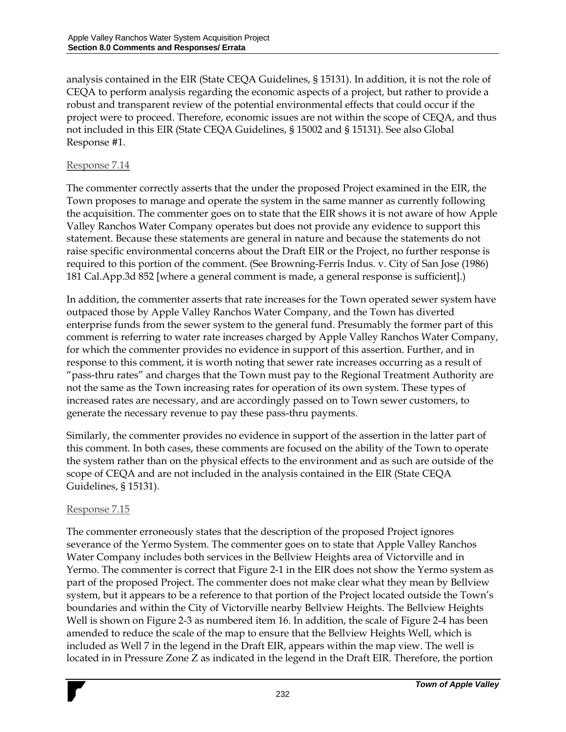analysis contained in the EIR (State CEQA Guidelines, § 15131). In addition, it is not the role of CEQA to perform analysis regarding the economic aspects of a project, but rather to provide a robust and transparent review of the potential environmental effects that could occur if the project were to proceed. Therefore, economic issues are not within the scope of CEQA, and thus not included in this EIR (State CEQA Guidelines, § 15002 and § 15131). See also Global Response #1.

Response 7.14

The commenter correctly asserts that the under the proposed Project examined in the EIR, the Town proposes to manage and operate the system in the same manner as currently following the acquisition. The commenter goes on to state that the EIR shows it is not aware of how Apple Valley Ranchos Water Company operates but does not provide any evidence to support this statement. Because these statements are general in nature and because the statements do not raise specific environmental concerns about the Draft EIR or the Project, no further response is required to this portion of the comment. (See Browning-Ferris Indus. v. City of San Jose (1986) 181 Cal.App.3d 852 [where a general comment is made, a general response is sufficient].)

In addition, the commenter asserts that rate increases for the Town operated sewer system have outpaced those by Apple Valley Ranchos Water Company, and the Town has diverted enterprise funds from the sewer system to the general fund. Presumably the former part of this comment is referring to water rate increases charged by Apple Valley Ranchos Water Company, for which the commenter provides no evidence in support of this assertion. Further, and in response to this comment, it is worth noting that sewer rate increases occurring as a result of "pass-thru rates" and charges that the Town must pay to the Regional Treatment Authority are not the same as the Town increasing rates for operation of its own system. These types of increased rates are necessary, and are accordingly passed on to Town sewer customers, to generate the necessary revenue to pay these pass-thru payments.

Similarly, the commenter provides no evidence in support of the assertion in the latter part of this comment. In both cases, these comments are focused on the ability of the Town to operate the system rather than on the physical effects to the environment and as such are outside of the scope of CEQA and are not included in the analysis contained in the EIR (State CEQA Guidelines, § 15131).

Response 7.15

The commenter erroneously states that the description of the proposed Project ignores severance of the Yermo System. The commenter goes on to state that Apple Valley Ranchos Water Company includes both services in the Bellview Heights area of Victorville and in Yermo. The commenter is correct that Figure 2-1 in the EIR does not show the Yermo system as part of the proposed Project. The commenter does not make clear what they mean by Bellview system, but it appears to be a reference to that portion of the Project located outside the Town's boundaries and within the City of Victorville nearby Bellview Heights. The Bellview Heights Well is shown on Figure 2-3 as numbered item 16. In addition, the scale of Figure 2-4 has been amended to reduce the scale of the map to ensure that the Bellview Heights Well, which is included as Well 7 in the legend in the Draft EIR, appears within the map view. The well is located in in Pressure Zone Z as indicated in the legend in the Draft EIR. Therefore, the portion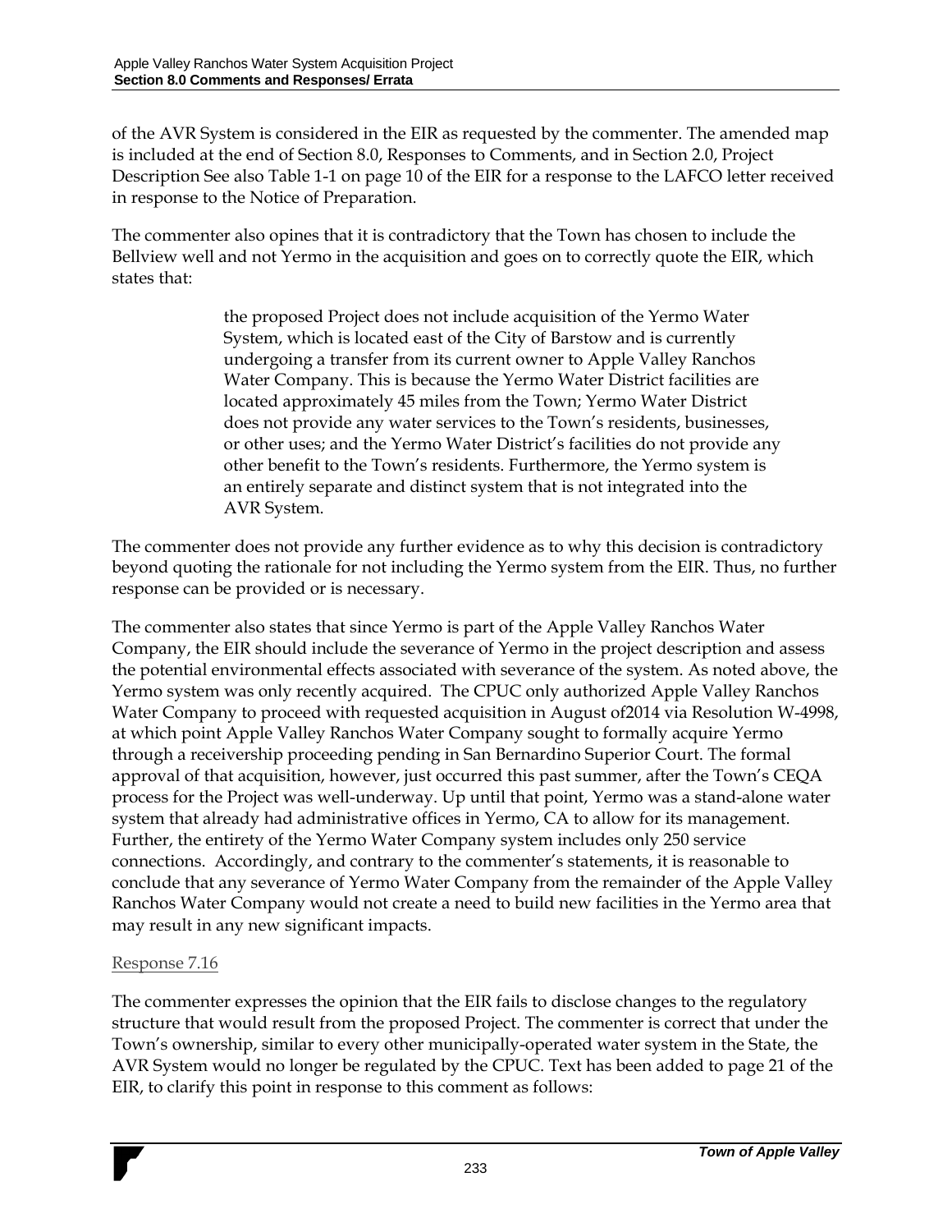of the AVR System is considered in the EIR as requested by the commenter. The amended map is included at the end of Section 8.0, Responses to Comments, and in Section 2.0, Project Description See also Table 1-1 on page 10 of the EIR for a response to the LAFCO letter received in response to the Notice of Preparation.

The commenter also opines that it is contradictory that the Town has chosen to include the Bellview well and not Yermo in the acquisition and goes on to correctly quote the EIR, which states that:

> the proposed Project does not include acquisition of the Yermo Water System, which is located east of the City of Barstow and is currently undergoing a transfer from its current owner to Apple Valley Ranchos Water Company. This is because the Yermo Water District facilities are located approximately 45 miles from the Town; Yermo Water District does not provide any water services to the Town's residents, businesses, or other uses; and the Yermo Water District's facilities do not provide any other benefit to the Town's residents. Furthermore, the Yermo system is an entirely separate and distinct system that is not integrated into the AVR System.

The commenter does not provide any further evidence as to why this decision is contradictory beyond quoting the rationale for not including the Yermo system from the EIR. Thus, no further response can be provided or is necessary.

The commenter also states that since Yermo is part of the Apple Valley Ranchos Water Company, the EIR should include the severance of Yermo in the project description and assess the potential environmental effects associated with severance of the system. As noted above, the Yermo system was only recently acquired. The CPUC only authorized Apple Valley Ranchos Water Company to proceed with requested acquisition in August of2014 via Resolution W-4998, at which point Apple Valley Ranchos Water Company sought to formally acquire Yermo through a receivership proceeding pending in San Bernardino Superior Court. The formal approval of that acquisition, however, just occurred this past summer, after the Town's CEQA process for the Project was well-underway. Up until that point, Yermo was a stand-alone water system that already had administrative offices in Yermo, CA to allow for its management. Further, the entirety of the Yermo Water Company system includes only 250 service connections. Accordingly, and contrary to the commenter's statements, it is reasonable to conclude that any severance of Yermo Water Company from the remainder of the Apple Valley Ranchos Water Company would not create a need to build new facilities in the Yermo area that may result in any new significant impacts.

Response 7.16

The commenter expresses the opinion that the EIR fails to disclose changes to the regulatory structure that would result from the proposed Project. The commenter is correct that under the Town's ownership, similar to every other municipally-operated water system in the State, the AVR System would no longer be regulated by the CPUC. Text has been added to page 21 of the EIR, to clarify this point in response to this comment as follows: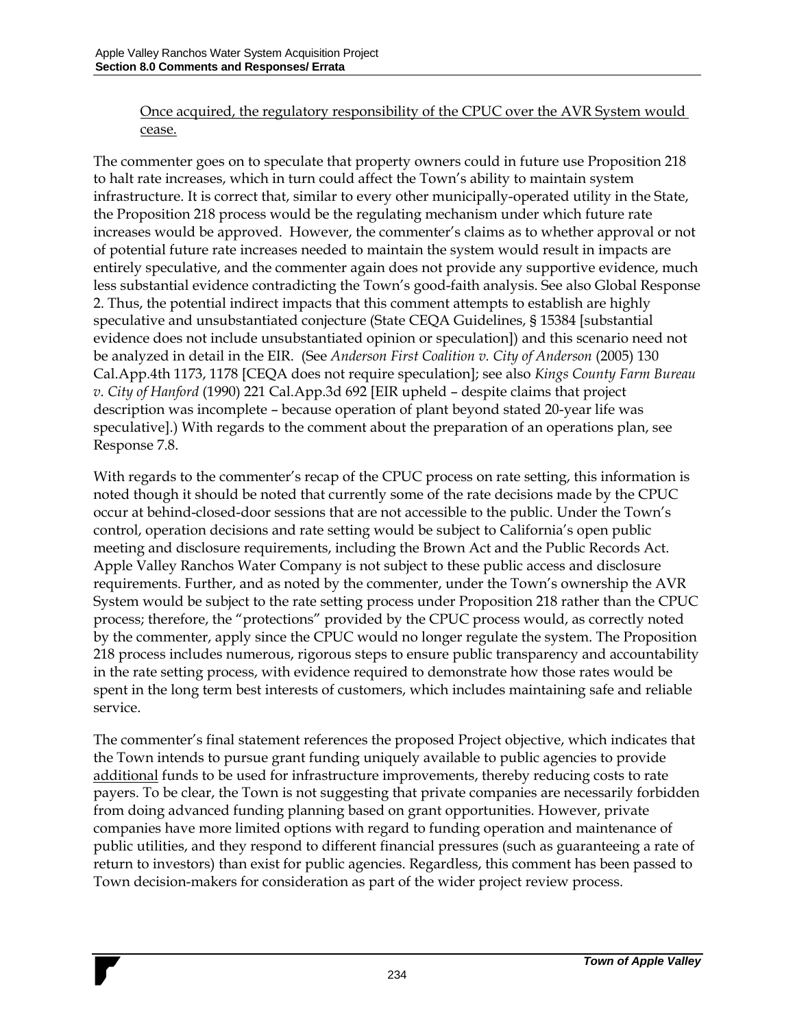<u>Once acquired, the regulatory responsibility of the CPUC over the AVR System would cease.</u>

The commenter goes on to speculate that property owners could in future use Proposition 218 to halt rate increases, which in turn could affect the Town's ability to maintain system infrastructure. It is correct that, similar to every other municipally-operated utility in the State, the Proposition 218 process would be the regulating mechanism under which future rate increases would be approved. However, the commenter's claims as to whether approval or not of potential future rate increases needed to maintain the system would result in impacts are entirely speculative, and the commenter again does not provide any supportive evidence, much less substantial evidence contradicting the Town's good-faith analysis. See also Global Response 2. Thus, the potential indirect impacts that this comment attempts to establish are highly speculative and unsubstantiated conjecture (State CEQA Guidelines, § 15384 [substantial evidence does not include unsubstantiated opinion or speculation]) and this scenario need not be analyzed in detail in the EIR. (See *Anderson First Coalition v. City of Anderson* (2005) 130 Cal.App.4th 1173, 1178 [CEQA does not require speculation]; see also *Kings County Farm Bureau v. City of Hanford* (1990) 221 Cal.App.3d 692 [EIR upheld – despite claims that project description was incomplete – because operation of plant beyond stated 20-year life was speculative].) With regards to the comment about the preparation of an operations plan, see Response 7.8.

With regards to the commenter's recap of the CPUC process on rate setting, this information is noted though it should be noted that currently some of the rate decisions made by the CPUC occur at behind-closed-door sessions that are not accessible to the public. Under the Town's control, operation decisions and rate setting would be subject to California's open public meeting and disclosure requirements, including the Brown Act and the Public Records Act. Apple Valley Ranchos Water Company is not subject to these public access and disclosure requirements. Further, and as noted by the commenter, under the Town's ownership the AVR System would be subject to the rate setting process under Proposition 218 rather than the CPUC process; therefore, the "protections" provided by the CPUC process would, as correctly noted by the commenter, apply since the CPUC would no longer regulate the system. The Proposition 218 process includes numerous, rigorous steps to ensure public transparency and accountability in the rate setting process, with evidence required to demonstrate how those rates would be spent in the long term best interests of customers, which includes maintaining safe and reliable service.

The commenter's final statement references the proposed Project objective, which indicates that the Town intends to pursue grant funding uniquely available to public agencies to provide <u>additional</u> funds to be used for infrastructure improvements, thereby reducing costs to rate payers. To be clear, the Town is not suggesting that private companies are necessarily forbidden from doing advanced funding planning based on grant opportunities. However, private companies have more limited options with regard to funding operation and maintenance of public utilities, and they respond to different financial pressures (such as guaranteeing a rate of return to investors) than exist for public agencies. Regardless, this comment has been passed to Town decision-makers for consideration as part of the wider project review process.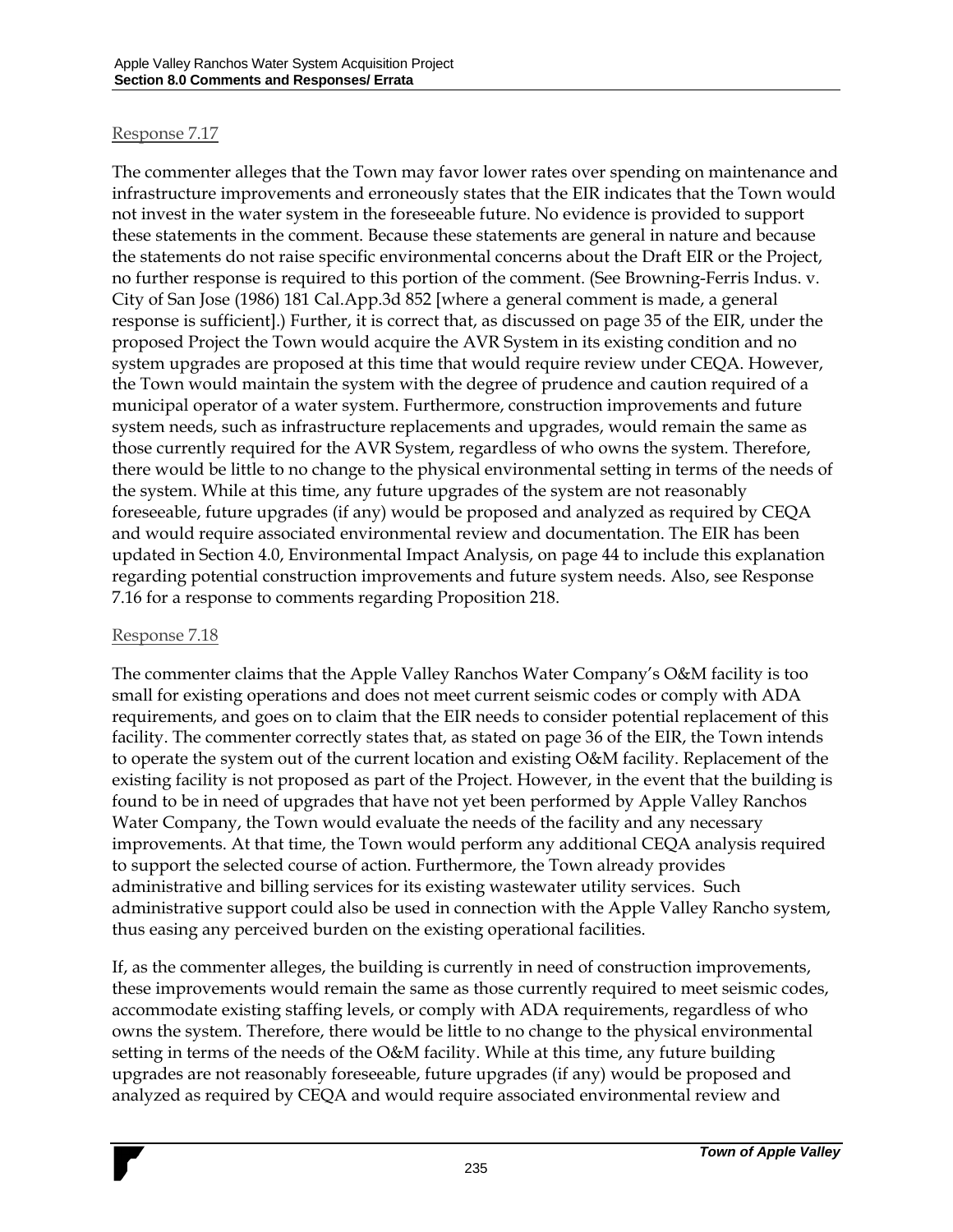### Response 7.17

The commenter alleges that the Town may favor lower rates over spending on maintenance and infrastructure improvements and erroneously states that the EIR indicates that the Town would not invest in the water system in the foreseeable future. No evidence is provided to support these statements in the comment. Because these statements are general in nature and because the statements do not raise specific environmental concerns about the Draft EIR or the Project, no further response is required to this portion of the comment. (See Browning-Ferris Indus. v. City of San Jose (1986) 181 Cal.App.3d 852 [where a general comment is made, a general response is sufficient].) Further, it is correct that, as discussed on page 35 of the EIR, under the proposed Project the Town would acquire the AVR System in its existing condition and no system upgrades are proposed at this time that would require review under CEQA. However, the Town would maintain the system with the degree of prudence and caution required of a municipal operator of a water system. Furthermore, construction improvements and future system needs, such as infrastructure replacements and upgrades, would remain the same as those currently required for the AVR System, regardless of who owns the system. Therefore, there would be little to no change to the physical environmental setting in terms of the needs of the system. While at this time, any future upgrades of the system are not reasonably foreseeable, future upgrades (if any) would be proposed and analyzed as required by CEQA and would require associated environmental review and documentation. The EIR has been updated in Section 4.0, Environmental Impact Analysis, on page 44 to include this explanation regarding potential construction improvements and future system needs. Also, see Response 7.16 for a response to comments regarding Proposition 218.

### Response 7.18

The commenter claims that the Apple Valley Ranchos Water Company's O&M facility is too small for existing operations and does not meet current seismic codes or comply with ADA requirements, and goes on to claim that the EIR needs to consider potential replacement of this facility. The commenter correctly states that, as stated on page 36 of the EIR, the Town intends to operate the system out of the current location and existing O&M facility. Replacement of the existing facility is not proposed as part of the Project. However, in the event that the building is found to be in need of upgrades that have not yet been performed by Apple Valley Ranchos Water Company, the Town would evaluate the needs of the facility and any necessary improvements. At that time, the Town would perform any additional CEQA analysis required to support the selected course of action. Furthermore, the Town already provides administrative and billing services for its existing wastewater utility services. Such administrative support could also be used in connection with the Apple Valley Rancho system, thus easing any perceived burden on the existing operational facilities.

If, as the commenter alleges, the building is currently in need of construction improvements, these improvements would remain the same as those currently required to meet seismic codes, accommodate existing staffing levels, or comply with ADA requirements, regardless of who owns the system. Therefore, there would be little to no change to the physical environmental setting in terms of the needs of the O&M facility. While at this time, any future building upgrades are not reasonably foreseeable, future upgrades (if any) would be proposed and analyzed as required by CEQA and would require associated environmental review and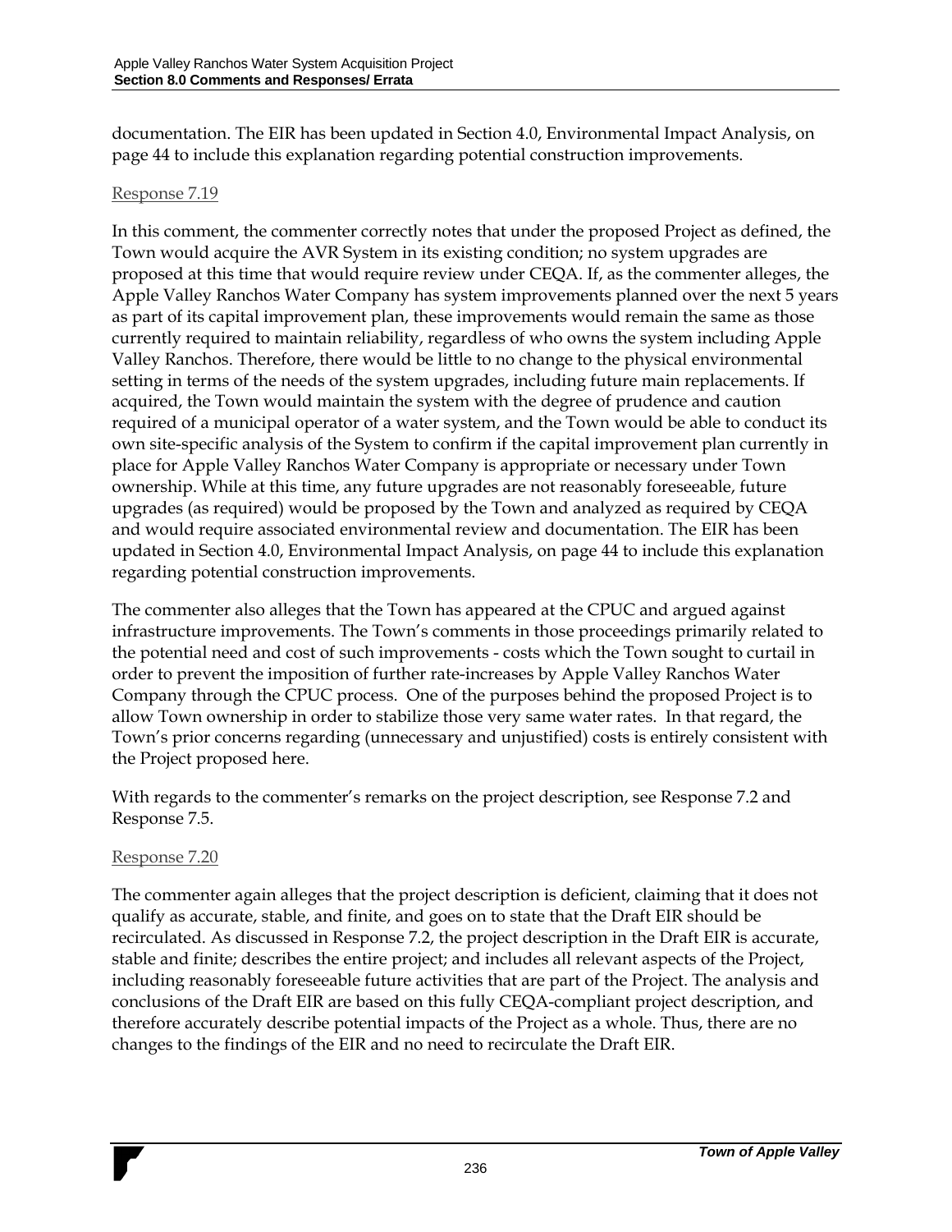documentation. The EIR has been updated in Section 4.0, Environmental Impact Analysis, on page 44 to include this explanation regarding potential construction improvements.

### Response 7.19

In this comment, the commenter correctly notes that under the proposed Project as defined, the Town would acquire the AVR System in its existing condition; no system upgrades are proposed at this time that would require review under CEQA. If, as the commenter alleges, the Apple Valley Ranchos Water Company has system improvements planned over the next 5 years as part of its capital improvement plan, these improvements would remain the same as those currently required to maintain reliability, regardless of who owns the system including Apple Valley Ranchos. Therefore, there would be little to no change to the physical environmental setting in terms of the needs of the system upgrades, including future main replacements. If acquired, the Town would maintain the system with the degree of prudence and caution required of a municipal operator of a water system, and the Town would be able to conduct its own site-specific analysis of the System to confirm if the capital improvement plan currently in place for Apple Valley Ranchos Water Company is appropriate or necessary under Town ownership. While at this time, any future upgrades are not reasonably foreseeable, future upgrades (as required) would be proposed by the Town and analyzed as required by CEQA and would require associated environmental review and documentation. The EIR has been updated in Section 4.0, Environmental Impact Analysis, on page 44 to include this explanation regarding potential construction improvements.

The commenter also alleges that the Town has appeared at the CPUC and argued against infrastructure improvements. The Town's comments in those proceedings primarily related to the potential need and cost of such improvements - costs which the Town sought to curtail in order to prevent the imposition of further rate-increases by Apple Valley Ranchos Water Company through the CPUC process. One of the purposes behind the proposed Project is to allow Town ownership in order to stabilize those very same water rates. In that regard, the Town's prior concerns regarding (unnecessary and unjustified) costs is entirely consistent with the Project proposed here.

With regards to the commenter's remarks on the project description, see Response 7.2 and Response 7.5.

### Response 7.20

The commenter again alleges that the project description is deficient, claiming that it does not qualify as accurate, stable, and finite, and goes on to state that the Draft EIR should be recirculated. As discussed in Response 7.2, the project description in the Draft EIR is accurate, stable and finite; describes the entire project; and includes all relevant aspects of the Project, including reasonably foreseeable future activities that are part of the Project. The analysis and conclusions of the Draft EIR are based on this fully CEQA-compliant project description, and therefore accurately describe potential impacts of the Project as a whole. Thus, there are no changes to the findings of the EIR and no need to recirculate the Draft EIR.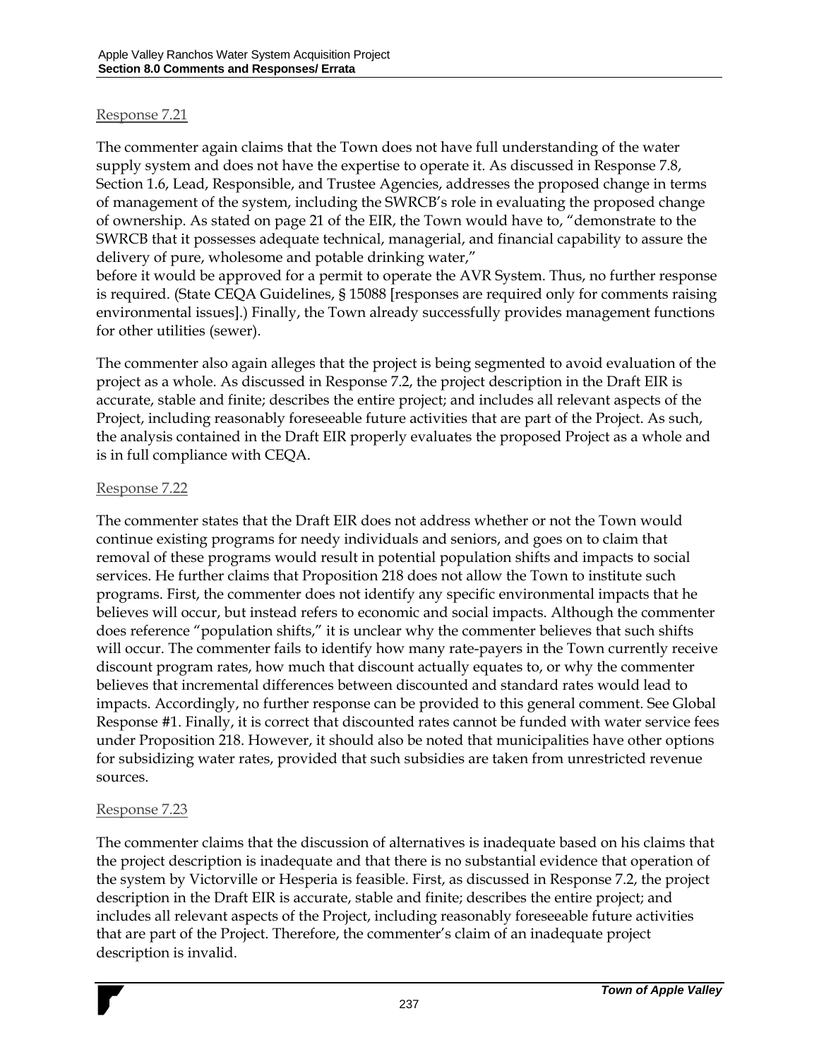Response 7.21

The commenter again claims that the Town does not have full understanding of the water supply system and does not have the expertise to operate it. As discussed in Response 7.8, Section 1.6, Lead, Responsible, and Trustee Agencies, addresses the proposed change in terms of management of the system, including the SWRCB's role in evaluating the proposed change of ownership. As stated on page 21 of the EIR, the Town would have to, "demonstrate to the SWRCB that it possesses adequate technical, managerial, and financial capability to assure the delivery of pure, wholesome and potable drinking water," before it would be approved for a permit to operate the AVR System. Thus, no further response is required. (State CEQA Guidelines, § 15088 [responses are required only for comments raising environmental issues].) Finally, the Town already successfully provides management functions for other utilities (sewer).

The commenter also again alleges that the project is being segmented to avoid evaluation of the project as a whole. As discussed in Response 7.2, the project description in the Draft EIR is accurate, stable and finite; describes the entire project; and includes all relevant aspects of the Project, including reasonably foreseeable future activities that are part of the Project. As such, the analysis contained in the Draft EIR properly evaluates the proposed Project as a whole and is in full compliance with CEQA.

Response 7.22

The commenter states that the Draft EIR does not address whether or not the Town would continue existing programs for needy individuals and seniors, and goes on to claim that removal of these programs would result in potential population shifts and impacts to social services. He further claims that Proposition 218 does not allow the Town to institute such programs. First, the commenter does not identify any specific environmental impacts that he believes will occur, but instead refers to economic and social impacts. Although the commenter does reference "population shifts," it is unclear why the commenter believes that such shifts will occur. The commenter fails to identify how many rate-payers in the Town currently receive discount program rates, how much that discount actually equates to, or why the commenter believes that incremental differences between discounted and standard rates would lead to impacts. Accordingly, no further response can be provided to this general comment. See Global Response #1. Finally, it is correct that discounted rates cannot be funded with water service fees under Proposition 218. However, it should also be noted that municipalities have other options for subsidizing water rates, provided that such subsidies are taken from unrestricted revenue sources.

Response 7.23

The commenter claims that the discussion of alternatives is inadequate based on his claims that the project description is inadequate and that there is no substantial evidence that operation of the system by Victorville or Hesperia is feasible. First, as discussed in Response 7.2, the project description in the Draft EIR is accurate, stable and finite; describes the entire project; and includes all relevant aspects of the Project, including reasonably foreseeable future activities that are part of the Project. Therefore, the commenter's claim of an inadequate project description is invalid.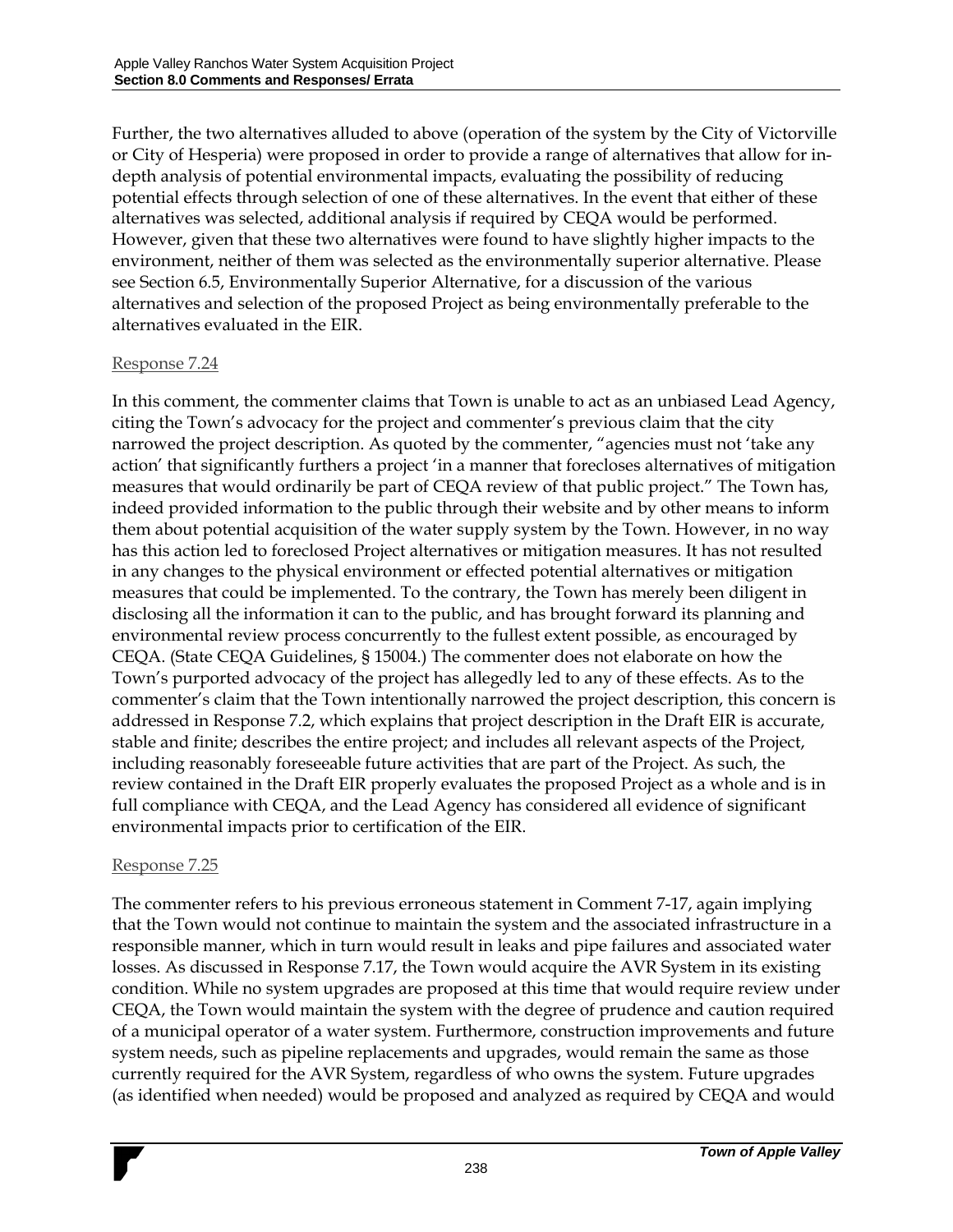Further, the two alternatives alluded to above (operation of the system by the City of Victorville or City of Hesperia) were proposed in order to provide a range of alternatives that allow for in-depth analysis of potential environmental impacts, evaluating the possibility of reducing potential effects through selection of one of these alternatives. In the event that either of these alternatives was selected, additional analysis if required by CEQA would be performed. However, given that these two alternatives were found to have slightly higher impacts to the environment, neither of them was selected as the environmentally superior alternative. Please see Section 6.5, Environmentally Superior Alternative, for a discussion of the various alternatives and selection of the proposed Project as being environmentally preferable to the alternatives evaluated in the EIR.

Response 7.24

In this comment, the commenter claims that Town is unable to act as an unbiased Lead Agency, citing the Town's advocacy for the project and commenter's previous claim that the city narrowed the project description. As quoted by the commenter, "agencies must not 'take any action' that significantly furthers a project 'in a manner that forecloses alternatives of mitigation measures that would ordinarily be part of CEQA review of that public project." The Town has, indeed provided information to the public through their website and by other means to inform them about potential acquisition of the water supply system by the Town. However, in no way has this action led to foreclosed Project alternatives or mitigation measures. It has not resulted in any changes to the physical environment or effected potential alternatives or mitigation measures that could be implemented. To the contrary, the Town has merely been diligent in disclosing all the information it can to the public, and has brought forward its planning and environmental review process concurrently to the fullest extent possible, as encouraged by CEQA. (State CEQA Guidelines, § 15004.) The commenter does not elaborate on how the Town's purported advocacy of the project has allegedly led to any of these effects. As to the commenter's claim that the Town intentionally narrowed the project description, this concern is addressed in Response 7.2, which explains that project description in the Draft EIR is accurate, stable and finite; describes the entire project; and includes all relevant aspects of the Project, including reasonably foreseeable future activities that are part of the Project. As such, the review contained in the Draft EIR properly evaluates the proposed Project as a whole and is in full compliance with CEQA, and the Lead Agency has considered all evidence of significant environmental impacts prior to certification of the EIR.

Response 7.25

The commenter refers to his previous erroneous statement in Comment 7-17, again implying that the Town would not continue to maintain the system and the associated infrastructure in a responsible manner, which in turn would result in leaks and pipe failures and associated water losses. As discussed in Response 7.17, the Town would acquire the AVR System in its existing condition. While no system upgrades are proposed at this time that would require review under CEQA, the Town would maintain the system with the degree of prudence and caution required of a municipal operator of a water system. Furthermore, construction improvements and future system needs, such as pipeline replacements and upgrades, would remain the same as those currently required for the AVR System, regardless of who owns the system. Future upgrades (as identified when needed) would be proposed and analyzed as required by CEQA and would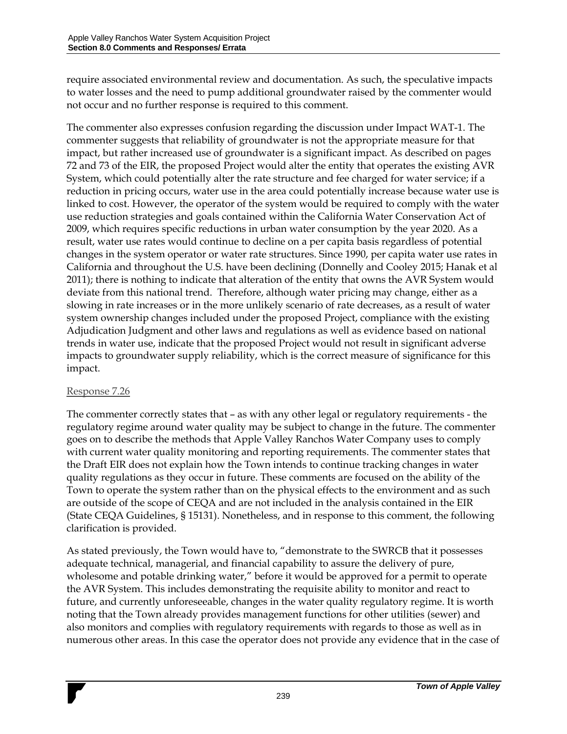require associated environmental review and documentation. As such, the speculative impacts to water losses and the need to pump additional groundwater raised by the commenter would not occur and no further response is required to this comment.

The commenter also expresses confusion regarding the discussion under Impact WAT-1. The commenter suggests that reliability of groundwater is not the appropriate measure for that impact, but rather increased use of groundwater is a significant impact. As described on pages 72 and 73 of the EIR, the proposed Project would alter the entity that operates the existing AVR System, which could potentially alter the rate structure and fee charged for water service; if a reduction in pricing occurs, water use in the area could potentially increase because water use is linked to cost. However, the operator of the system would be required to comply with the water use reduction strategies and goals contained within the California Water Conservation Act of 2009, which requires specific reductions in urban water consumption by the year 2020. As a result, water use rates would continue to decline on a per capita basis regardless of potential changes in the system operator or water rate structures. Since 1990, per capita water use rates in California and throughout the U.S. have been declining (Donnelly and Cooley 2015; Hanak et al 2011); there is nothing to indicate that alteration of the entity that owns the AVR System would deviate from this national trend. Therefore, although water pricing may change, either as a slowing in rate increases or in the more unlikely scenario of rate decreases, as a result of water system ownership changes included under the proposed Project, compliance with the existing Adjudication Judgment and other laws and regulations as well as evidence based on national trends in water use, indicate that the proposed Project would not result in significant adverse impacts to groundwater supply reliability, which is the correct measure of significance for this impact.

Response 7.26

The commenter correctly states that – as with any other legal or regulatory requirements - the regulatory regime around water quality may be subject to change in the future. The commenter goes on to describe the methods that Apple Valley Ranchos Water Company uses to comply with current water quality monitoring and reporting requirements. The commenter states that the Draft EIR does not explain how the Town intends to continue tracking changes in water quality regulations as they occur in future. These comments are focused on the ability of the Town to operate the system rather than on the physical effects to the environment and as such are outside of the scope of CEQA and are not included in the analysis contained in the EIR (State CEQA Guidelines, § 15131). Nonetheless, and in response to this comment, the following clarification is provided.

As stated previously, the Town would have to, "demonstrate to the SWRCB that it possesses adequate technical, managerial, and financial capability to assure the delivery of pure, wholesome and potable drinking water," before it would be approved for a permit to operate the AVR System. This includes demonstrating the requisite ability to monitor and react to future, and currently unforeseeable, changes in the water quality regulatory regime. It is worth noting that the Town already provides management functions for other utilities (sewer) and also monitors and complies with regulatory requirements with regards to those as well as in numerous other areas. In this case the operator does not provide any evidence that in the case of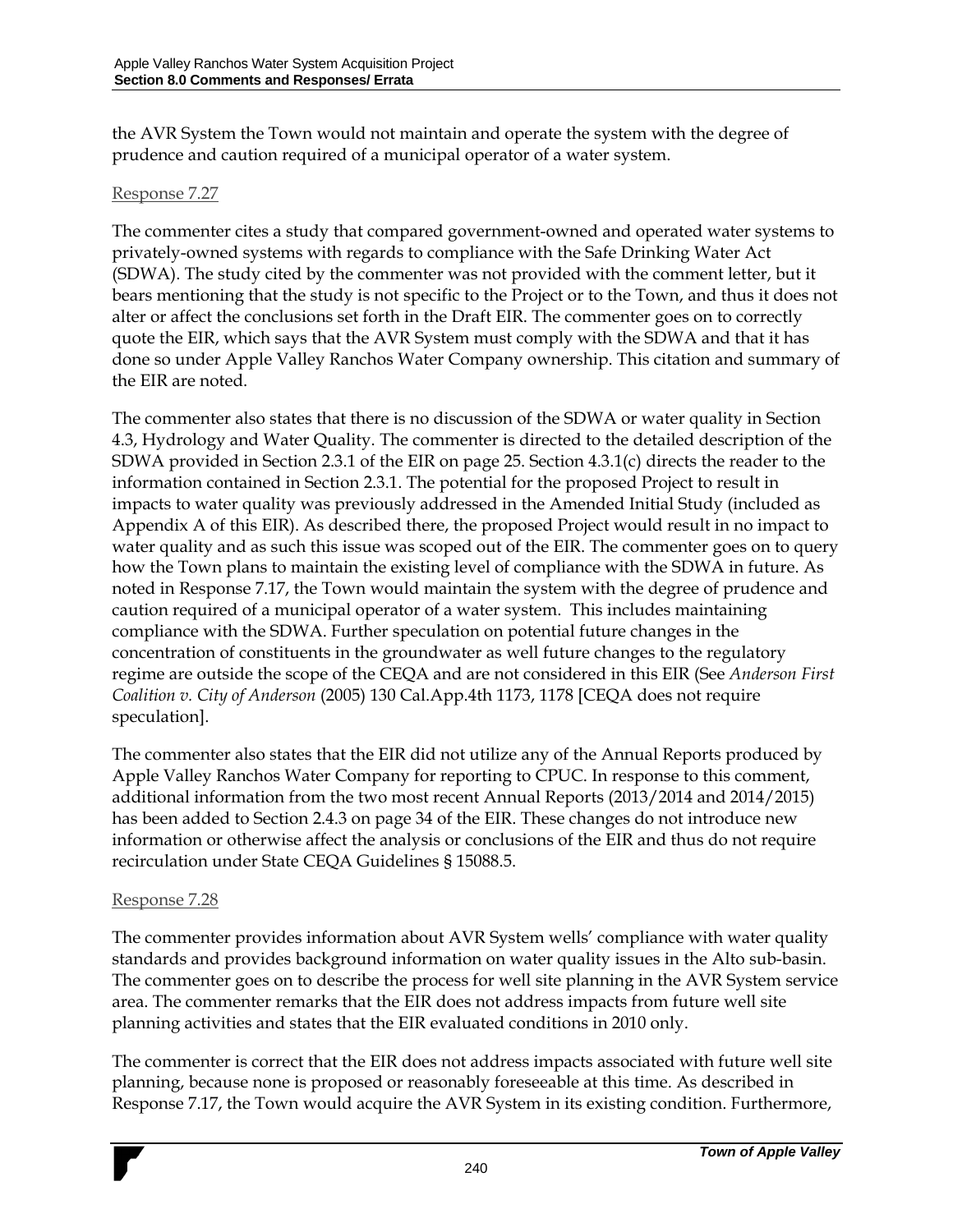the AVR System the Town would not maintain and operate the system with the degree of prudence and caution required of a municipal operator of a water system.

Response 7.27

The commenter cites a study that compared government-owned and operated water systems to privately-owned systems with regards to compliance with the Safe Drinking Water Act (SDWA). The study cited by the commenter was not provided with the comment letter, but it bears mentioning that the study is not specific to the Project or to the Town, and thus it does not alter or affect the conclusions set forth in the Draft EIR. The commenter goes on to correctly quote the EIR, which says that the AVR System must comply with the SDWA and that it has done so under Apple Valley Ranchos Water Company ownership. This citation and summary of the EIR are noted.

The commenter also states that there is no discussion of the SDWA or water quality in Section 4.3, Hydrology and Water Quality. The commenter is directed to the detailed description of the SDWA provided in Section 2.3.1 of the EIR on page 25. Section 4.3.1(c) directs the reader to the information contained in Section 2.3.1. The potential for the proposed Project to result in impacts to water quality was previously addressed in the Amended Initial Study (included as Appendix A of this EIR). As described there, the proposed Project would result in no impact to water quality and as such this issue was scoped out of the EIR. The commenter goes on to query how the Town plans to maintain the existing level of compliance with the SDWA in future. As noted in Response 7.17, the Town would maintain the system with the degree of prudence and caution required of a municipal operator of a water system. This includes maintaining compliance with the SDWA. Further speculation on potential future changes in the concentration of constituents in the groundwater as well future changes to the regulatory regime are outside the scope of the CEQA and are not considered in this EIR (See *Anderson First Coalition v. City of Anderson* (2005) 130 Cal.App.4th 1173, 1178 [CEQA does not require speculation].

The commenter also states that the EIR did not utilize any of the Annual Reports produced by Apple Valley Ranchos Water Company for reporting to CPUC. In response to this comment, additional information from the two most recent Annual Reports (2013/2014 and 2014/2015) has been added to Section 2.4.3 on page 34 of the EIR. These changes do not introduce new information or otherwise affect the analysis or conclusions of the EIR and thus do not require recirculation under State CEQA Guidelines § 15088.5.

Response 7.28

The commenter provides information about AVR System wells' compliance with water quality standards and provides background information on water quality issues in the Alto sub-basin. The commenter goes on to describe the process for well site planning in the AVR System service area. The commenter remarks that the EIR does not address impacts from future well site planning activities and states that the EIR evaluated conditions in 2010 only.

The commenter is correct that the EIR does not address impacts associated with future well site planning, because none is proposed or reasonably foreseeable at this time. As described in Response 7.17, the Town would acquire the AVR System in its existing condition. Furthermore,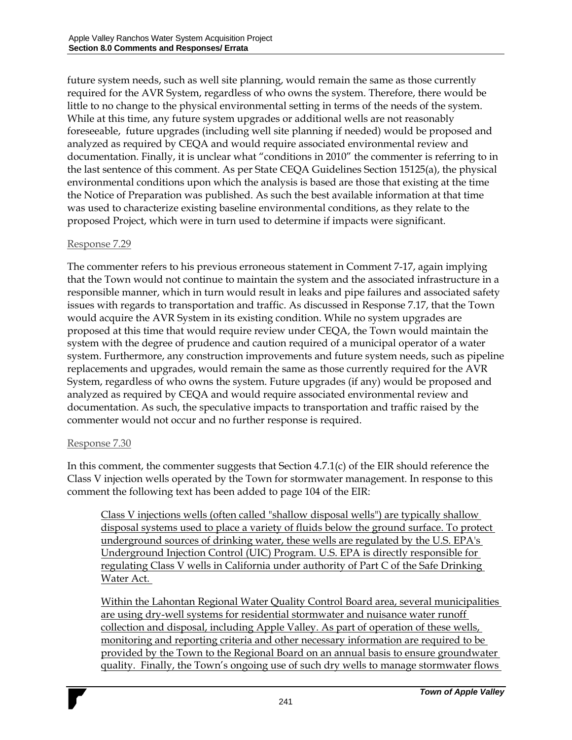future system needs, such as well site planning, would remain the same as those currently required for the AVR System, regardless of who owns the system. Therefore, there would be little to no change to the physical environmental setting in terms of the needs of the system. While at this time, any future system upgrades or additional wells are not reasonably foreseeable, future upgrades (including well site planning if needed) would be proposed and analyzed as required by CEQA and would require associated environmental review and documentation. Finally, it is unclear what "conditions in 2010" the commenter is referring to in the last sentence of this comment. As per State CEQA Guidelines Section 15125(a), the physical environmental conditions upon which the analysis is based are those that existing at the time the Notice of Preparation was published. As such the best available information at that time was used to characterize existing baseline environmental conditions, as they relate to the proposed Project, which were in turn used to determine if impacts were significant.

Response 7.29

The commenter refers to his previous erroneous statement in Comment 7-17, again implying that the Town would not continue to maintain the system and the associated infrastructure in a responsible manner, which in turn would result in leaks and pipe failures and associated safety issues with regards to transportation and traffic. As discussed in Response 7.17, that the Town would acquire the AVR System in its existing condition. While no system upgrades are proposed at this time that would require review under CEQA, the Town would maintain the system with the degree of prudence and caution required of a municipal operator of a water system. Furthermore, any construction improvements and future system needs, such as pipeline replacements and upgrades, would remain the same as those currently required for the AVR System, regardless of who owns the system. Future upgrades (if any) would be proposed and analyzed as required by CEQA and would require associated environmental review and documentation. As such, the speculative impacts to transportation and traffic raised by the commenter would not occur and no further response is required.

Response 7.30

In this comment, the commenter suggests that Section 4.7.1(c) of the EIR should reference the Class V injection wells operated by the Town for stormwater management. In response to this comment the following text has been added to page 104 of the EIR:

> Class V injections wells (often called "shallow disposal wells") are typically shallow disposal systems used to place a variety of fluids below the ground surface. To protect underground sources of drinking water, these wells are regulated by the U.S. EPA's Underground Injection Control (UIC) Program. U.S. EPA is directly responsible for regulating Class V wells in California under authority of Part C of the Safe Drinking Water Act.
>
> Within the Lahontan Regional Water Quality Control Board area, several municipalities are using dry-well systems for residential stormwater and nuisance water runoff collection and disposal, including Apple Valley. As part of operation of these wells, monitoring and reporting criteria and other necessary information are required to be provided by the Town to the Regional Board on an annual basis to ensure groundwater quality. Finally, the Town's ongoing use of such dry wells to manage stormwater flows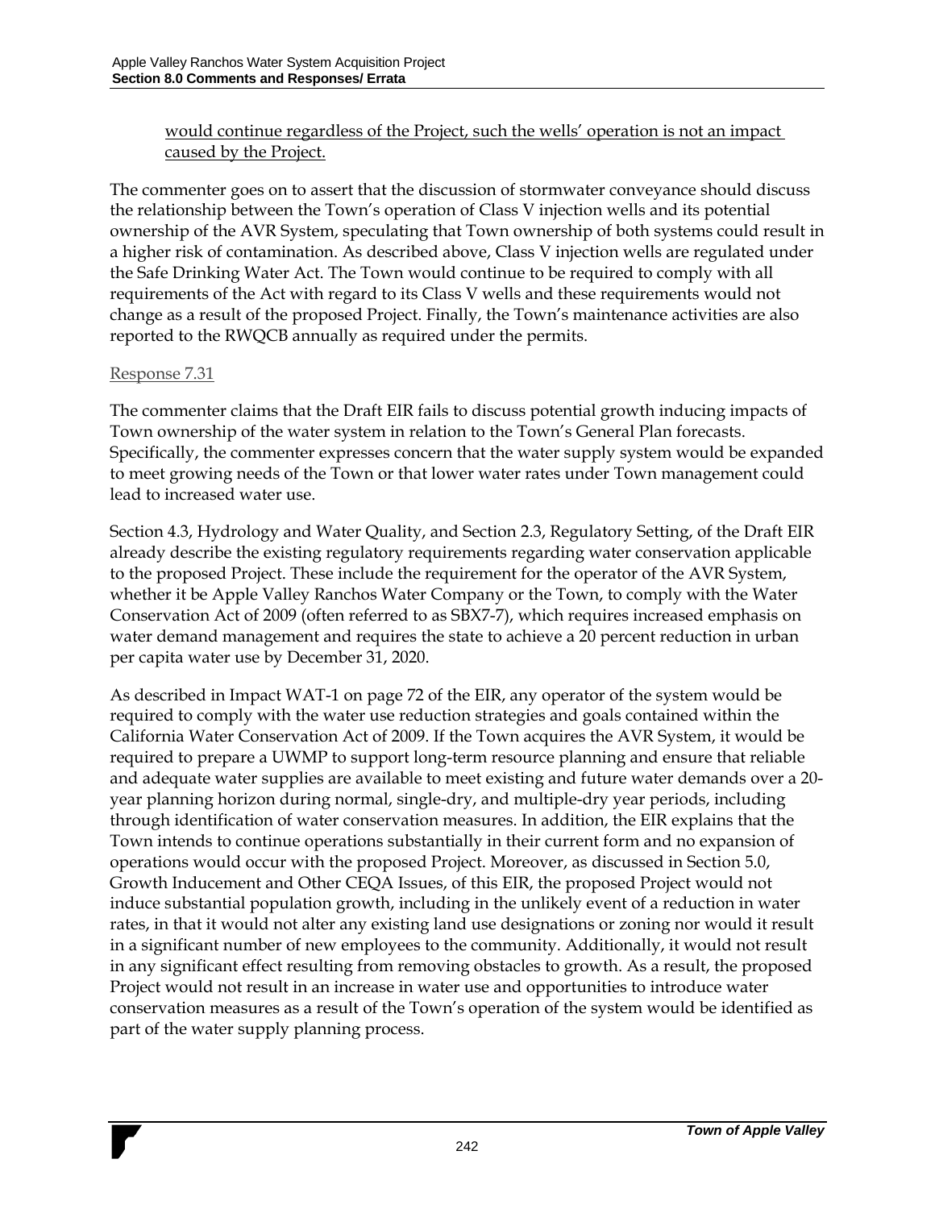would continue regardless of the Project, such the wells' operation is not an impact caused by the Project.

The commenter goes on to assert that the discussion of stormwater conveyance should discuss the relationship between the Town's operation of Class V injection wells and its potential ownership of the AVR System, speculating that Town ownership of both systems could result in a higher risk of contamination. As described above, Class V injection wells are regulated under the Safe Drinking Water Act. The Town would continue to be required to comply with all requirements of the Act with regard to its Class V wells and these requirements would not change as a result of the proposed Project. Finally, the Town's maintenance activities are also reported to the RWQCB annually as required under the permits.

Response 7.31

The commenter claims that the Draft EIR fails to discuss potential growth inducing impacts of Town ownership of the water system in relation to the Town's General Plan forecasts. Specifically, the commenter expresses concern that the water supply system would be expanded to meet growing needs of the Town or that lower water rates under Town management could lead to increased water use.

Section 4.3, Hydrology and Water Quality, and Section 2.3, Regulatory Setting, of the Draft EIR already describe the existing regulatory requirements regarding water conservation applicable to the proposed Project. These include the requirement for the operator of the AVR System, whether it be Apple Valley Ranchos Water Company or the Town, to comply with the Water Conservation Act of 2009 (often referred to as SBX7-7), which requires increased emphasis on water demand management and requires the state to achieve a 20 percent reduction in urban per capita water use by December 31, 2020.

As described in Impact WAT-1 on page 72 of the EIR, any operator of the system would be required to comply with the water use reduction strategies and goals contained within the California Water Conservation Act of 2009. If the Town acquires the AVR System, it would be required to prepare a UWMP to support long-term resource planning and ensure that reliable and adequate water supplies are available to meet existing and future water demands over a 20-year planning horizon during normal, single-dry, and multiple-dry year periods, including through identification of water conservation measures. In addition, the EIR explains that the Town intends to continue operations substantially in their current form and no expansion of operations would occur with the proposed Project. Moreover, as discussed in Section 5.0, Growth Inducement and Other CEQA Issues, of this EIR, the proposed Project would not induce substantial population growth, including in the unlikely event of a reduction in water rates, in that it would not alter any existing land use designations or zoning nor would it result in a significant number of new employees to the community. Additionally, it would not result in any significant effect resulting from removing obstacles to growth. As a result, the proposed Project would not result in an increase in water use and opportunities to introduce water conservation measures as a result of the Town's operation of the system would be identified as part of the water supply planning process.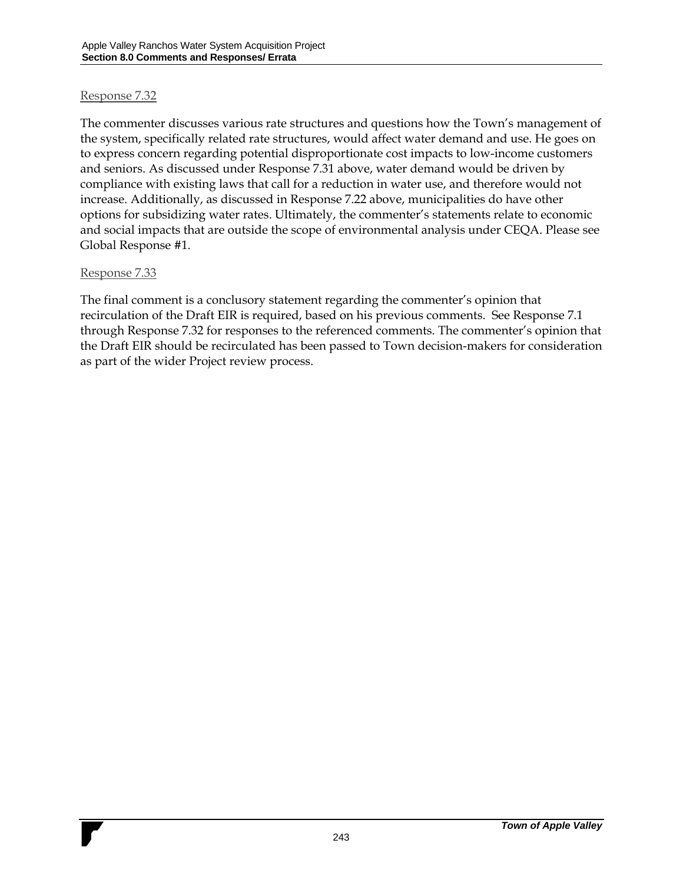Response 7.32

The commenter discusses various rate structures and questions how the Town's management of the system, specifically related rate structures, would affect water demand and use. He goes on to express concern regarding potential disproportionate cost impacts to low-income customers and seniors. As discussed under Response 7.31 above, water demand would be driven by compliance with existing laws that call for a reduction in water use, and therefore would not increase. Additionally, as discussed in Response 7.22 above, municipalities do have other options for subsidizing water rates. Ultimately, the commenter's statements relate to economic and social impacts that are outside the scope of environmental analysis under CEQA. Please see Global Response #1.

Response 7.33

The final comment is a conclusory statement regarding the commenter's opinion that recirculation of the Draft EIR is required, based on his previous comments. See Response 7.1 through Response 7.32 for responses to the referenced comments. The commenter's opinion that the Draft EIR should be recirculated has been passed to Town decision-makers for consideration as part of the wider Project review process.